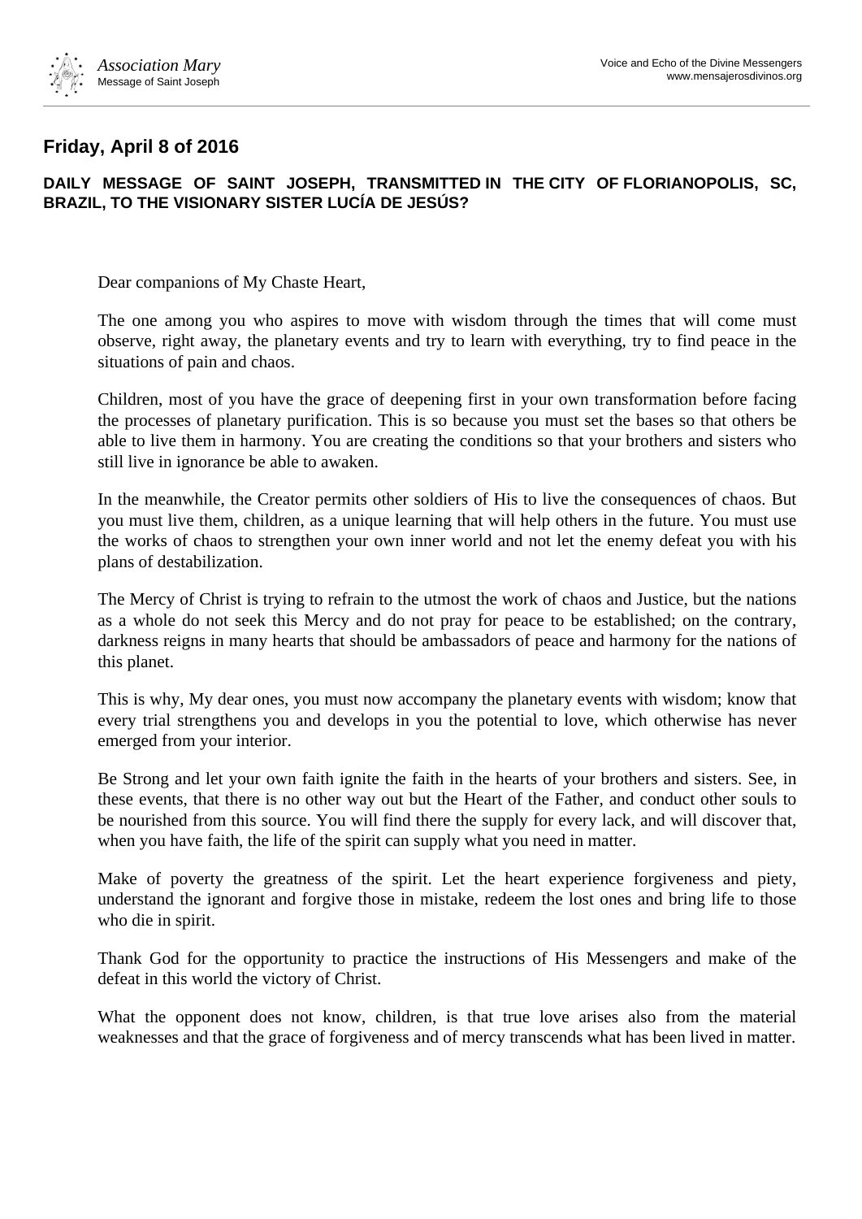## Friday, April 8 of 2016

**DAILY MESSAGE OF SAINT JOSEPH, TRANSMITTED IN THE CITY OF FLORIANOPOLIS, SC, BRAZIL, TO THE VISIONARY SISTER LUCÍA DE JESÚS?**

Dear companions of My Chaste Heart,

The one among you who aspires to move with wisdom through the times that will come must observe, right away, the planetary events and try to learn with everything, try to find peace in the situations of pain and chaos.

Children, most of you have the grace of deepening first in your own transformation before facing the processes of planetary purification. This is so because you must set the bases so that others be able to live them in harmony. You are creating the conditions so that your brothers and sisters who still live in ignorance be able to awaken.

In the meanwhile, the Creator permits other soldiers of His to live the consequences of chaos. But you must live them, children, as a unique learning that will help others in the future. You must use the works of chaos to strengthen your own inner world and not let the enemy defeat you with his plans of destabilization.

The Mercy of Christ is trying to refrain to the utmost the work of chaos and Justice, but the nations as a whole do not seek this Mercy and do not pray for peace to be established; on the contrary, darkness reigns in many hearts that should be ambassadors of peace and harmony for the nations of this planet.

This is why, My dear ones, you must now accompany the planetary events with wisdom; know that every trial strengthens you and develops in you the potential to love, which otherwise has never emerged from your interior.

Be Strong and let your own faith ignite the faith in the hearts of your brothers and sisters. See, in these events, that there is no other way out but the Heart of the Father, and conduct other souls to be nourished from this source. You will find there the supply for every lack, and will discover that, when you have faith, the life of the spirit can supply what you need in matter.

Make of poverty the greatness of the spirit. Let the heart experience forgiveness and piety, understand the ignorant and forgive those in mistake, redeem the lost ones and bring life to those who die in spirit.

Thank God for the opportunity to practice the instructions of His Messengers and make of the defeat in this world the victory of Christ.

What the opponent does not know, children, is that true love arises also from the material weaknesses and that the grace of forgiveness and of mercy transcends what has been lived in matter.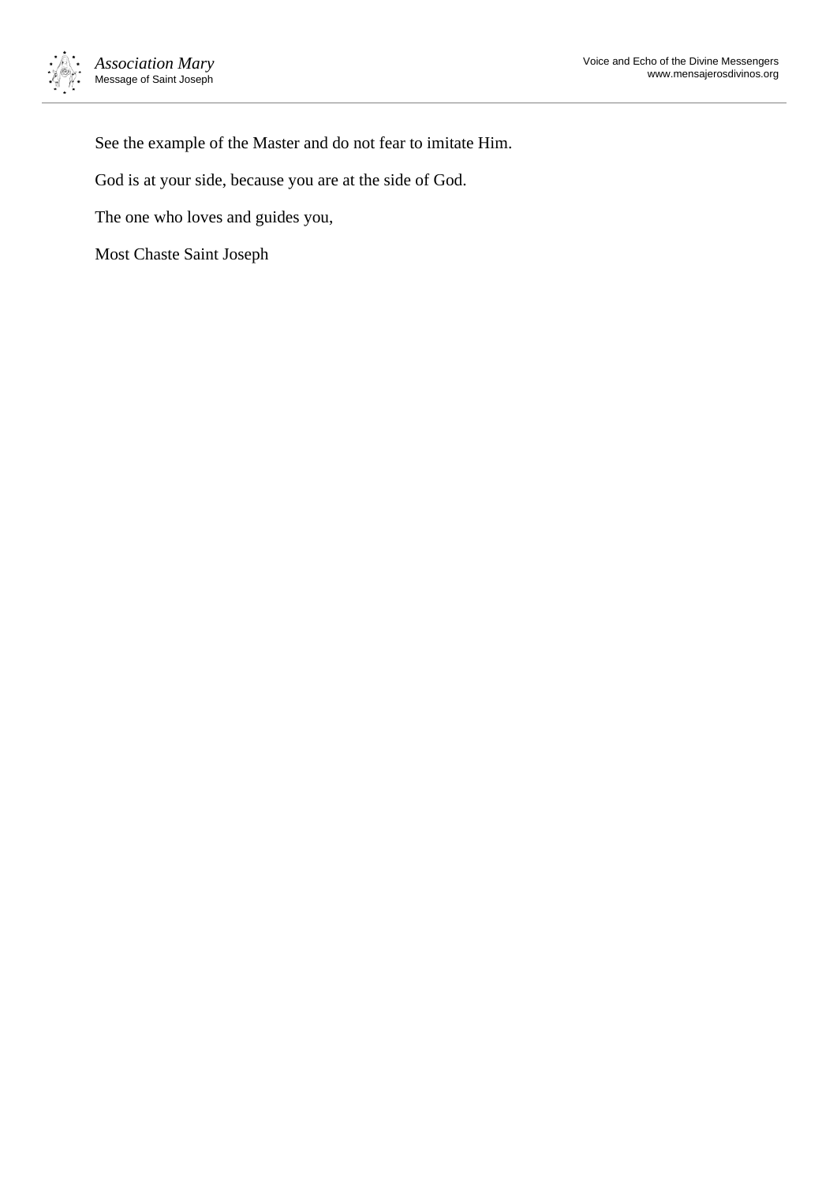See the example of the Master and do not fear to imitate Him.

God is at your side, because you are at the side of God.

The one who loves and guides you,

Most Chaste Saint Joseph